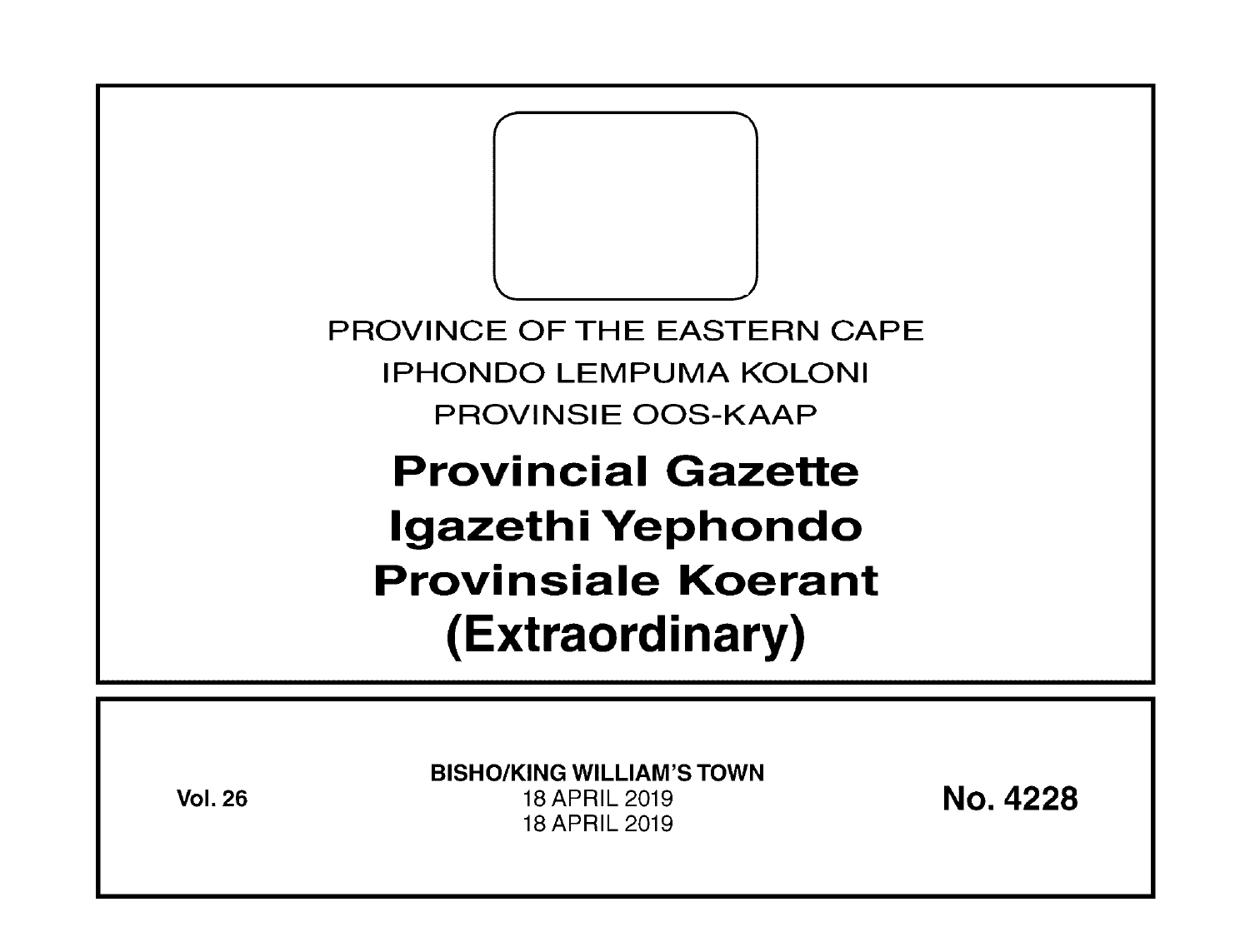PROVINCE OF THE EASTERN CAPE

IPHONDO LEMPUMA KOLONI

PROVINSIE OOS-KAAP

# Provincial Gazette

# Igazethi Yephondo

# Provinsiale Koerant

# (Extraordinary)

**Vol. 26**

**BISHO/KING WILLIAM'S TOWN**

18 APRIL 2019

18 APRIL 2019

**No. 4228**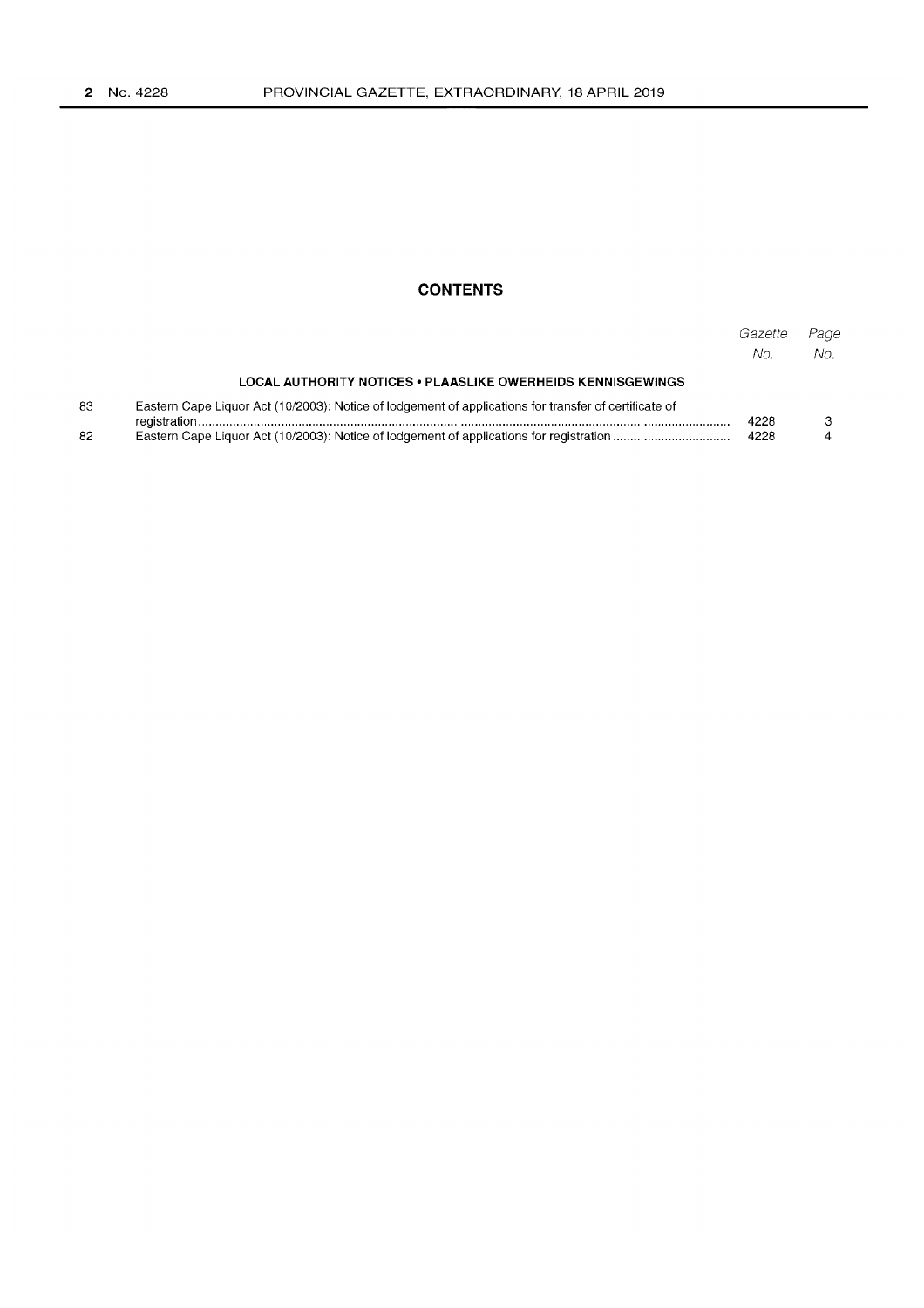## CONTENTS

| | | Gazette No. | Page No. |
|---|---|---|---|
| | **LOCAL AUTHORITY NOTICES • PLAASLIKE OWERHEIDS KENNISGEWINGS** | | |
| 83 | Eastern Cape Liquor Act (10/2003): Notice of lodgement of applications for transfer of certificate of registration | 4228 | 3 |
| 82 | Eastern Cape Liquor Act (10/2003): Notice of lodgement of applications for registration | 4228 | 4 |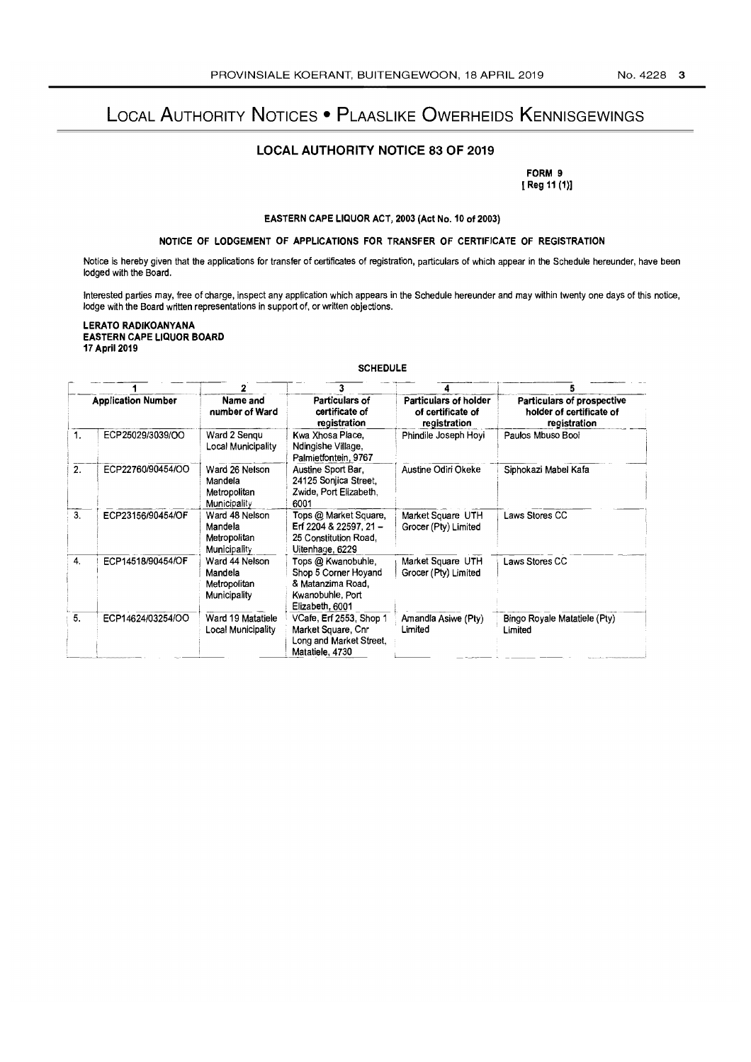# Local Authority Notices • Plaaslike Owerheids Kennisgewings

## LOCAL AUTHORITY NOTICE 83 OF 2019

**FORM 9**
**[ Reg 11 (1)]**

**EASTERN CAPE LIQUOR ACT, 2003 (Act No. 10 of 2003)**

**NOTICE OF LODGEMENT OF APPLICATIONS FOR TRANSFER OF CERTIFICATE OF REGISTRATION**

Notice is hereby given that the applications for transfer of certificates of registration, particulars of which appear in the Schedule hereunder, have been lodged with the Board.

Interested parties may, free of charge, inspect any application which appears in the Schedule hereunder and may within twenty one days of this notice, lodge with the Board written representations in support of, or written objections.

**LERATO RADIKOANYANA**
**EASTERN CAPE LIQUOR BOARD**
**17 April 2019**

**SCHEDULE**

| 1 | | 2 | 3 | 4 | 5 |
|---|---|---|---|---|---|
| **Application Number** | | **Name and number of Ward** | **Particulars of certificate of registration** | **Particulars of holder of certificate of registration** | **Particulars of prospective holder of certificate of registration** |
| 1. | ECP25029/3039/OO | Ward 2 Senqu Local Municipality | Kwa Xhosa Place, Ndingishe Village, Palmietfontein, 9767 | Phindile Joseph Hoyi | Paulos Mbuso Booi |
| 2. | ECP22760/90454/OO | Ward 26 Nelson Mandela Metropolitan Municipality | Austine Sport Bar, 24125 Sonjica Street, Zwide, Port Elizabeth, 6001 | Austine Odiri Okeke | Siphokazi Mabel Kafa |
| 3. | ECP23156/90454/OF | Ward 48 Nelson Mandela Metropolitan Municipality | Tops @ Market Square, Erf 2204 & 22597, 21 – 25 Constitution Road, Uitenhage, 6229 | Market Square UTH Grocer (Pty) Limited | Laws Stores CC |
| 4. | ECP14518/90454/OF | Ward 44 Nelson Mandela Metropolitan Municipality | Tops @ Kwanobuhle, Shop 5 Corner Hoyand & Matanzima Road, Kwanobuhle, Port Elizabeth, 6001 | Market Square UTH Grocer (Pty) Limited | Laws Stores CC |
| 5. | ECP14624/03254/OO | Ward 19 Matatiele Local Municipality | VCafe, Erf 2553, Shop 1 Market Square, Cnr Long and Market Street, Matatiele, 4730 | Amandla Asiwe (Pty) Limited | Bingo Royale Matatiele (Pty) Limited |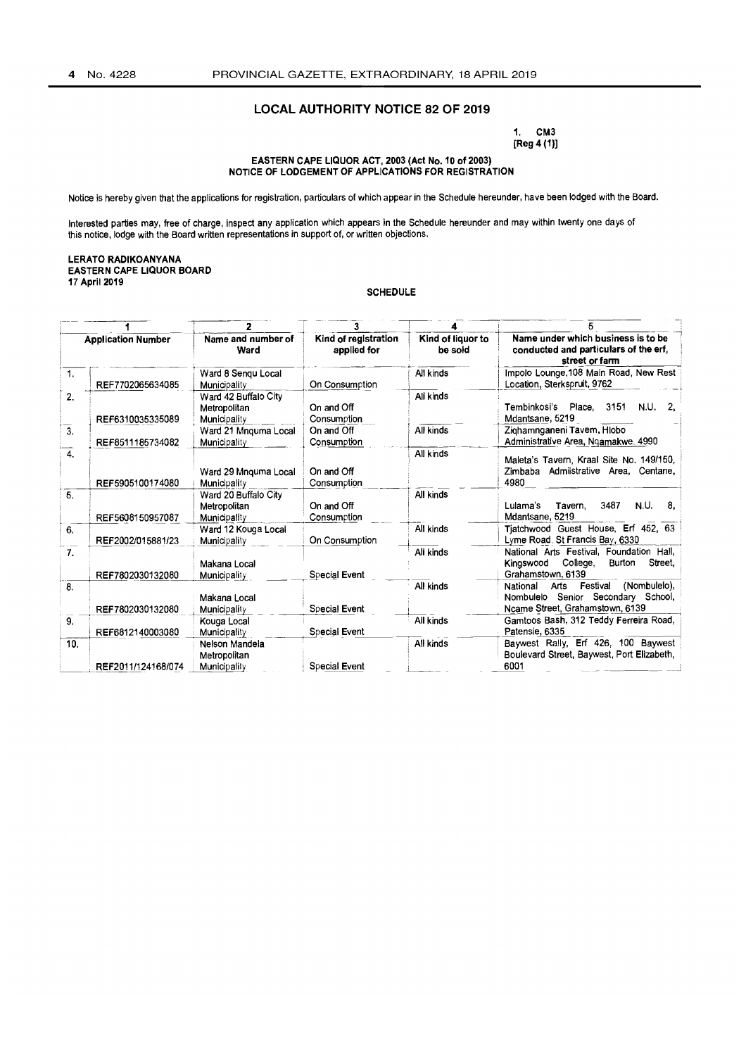## LOCAL AUTHORITY NOTICE 82 OF 2019

1. CM3
[Reg 4 (1)]

**EASTERN CAPE LIQUOR ACT, 2003 (Act No. 10 of 2003)**
**NOTICE OF LODGEMENT OF APPLICATIONS FOR REGISTRATION**

Notice is hereby given that the applications for registration, particulars of which appear in the Schedule hereunder, have been lodged with the Board.

Interested parties may, free of charge, inspect any application which appears in the Schedule hereunder and may within twenty one days of this notice, lodge with the Board written representations in support of, or written objections.

**LERATO RADIKOANYANA**
**EASTERN CAPE LIQUOR BOARD**
**17 April 2019**

**SCHEDULE**

| 1 | | 2 | 3 | 4 | 5 |
|---|---|---|---|---|---|
| Application Number | | Name and number of Ward | Kind of registration applied for | Kind of liquor to be sold | Name under which business is to be conducted and particulars of the erf, street or farm |
| 1. | REF7702065634085 | Ward 8 Senqu Local Municipality | On Consumption | All kinds | Impolo Lounge,108 Main Road, New Rest Location, Sterkspruit, 9762 |
| 2. | REF6310035335089 | Ward 42 Buffalo City Metropolitan Municipality | On and Off Consumption | All kinds | Tembinkosi's Place, 3151 N.U. 2, Mdantsane, 5219 |
| 3. | REF8511185734082 | Ward 21 Mnquma Local Municipality | On and Off Consumption | All kinds | Ziqhamnganeni Tavern, Hlobo Administrative Area, Nqamakwe, 4990 |
| 4. | REF5905100174080 | Ward 29 Mnquma Local Municipality | On and Off Consumption | All kinds | Maleta's Tavern, Kraal Site No. 149/150, Zimbaba Admiistrative Area, Centane, 4980 |
| 5. | REF5608150957087 | Ward 20 Buffalo City Metropolitan Municipality | On and Off Consumption | All kinds | Lulama's Tavern, 3487 N.U. 8, Mdantsane, 5219 |
| 6. | REF2002/015881/23 | Ward 12 Kouga Local Municipality | On Consumption | All kinds | Tjatchwood Guest House, Erf 452, 63 Lyme Road, St Francis Bay, 6330 |
| 7. | REF7802030132080 | Makana Local Municipality | Special Event | All kinds | National Arts Festival, Foundation Hall, Kingswood College, Burton Street, Grahamstown, 6139 |
| 8. | REF7802030132080 | Makana Local Municipality | Special Event | All kinds | National Arts Festival (Nombulelo), Nombulelo Senior Secondary School, Ncame Street, Grahamstown, 6139 |
| 9. | REF6812140003080 | Kouga Local Municipality | Special Event | All kinds | Gamtoos Bash, 312 Teddy Ferreira Road, Patensie, 6335 |
| 10. | REF2011/124168/074 | Nelson Mandela Metropolitan Municipality | Special Event | All kinds | Baywest Rally, Erf 426, 100 Baywest Boulevard Street, Baywest, Port Elizabeth, 6001 |